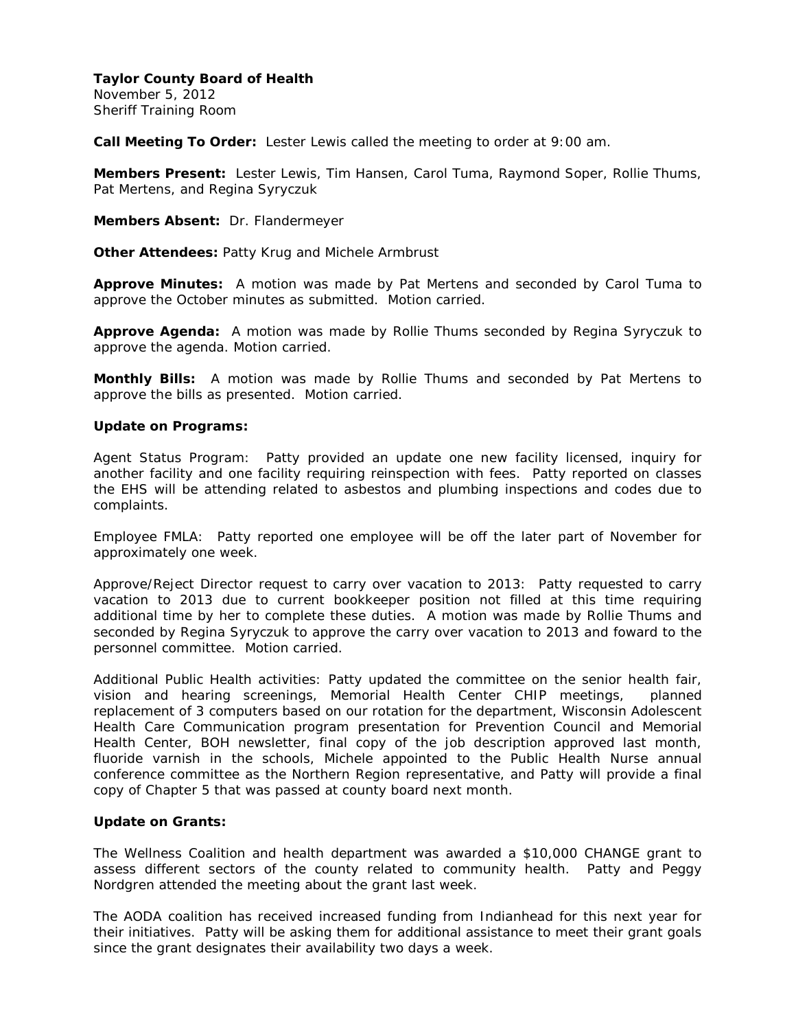**Taylor County Board of Health**
November 5, 2012
Sheriff Training Room

**Call Meeting To Order:** Lester Lewis called the meeting to order at 9:00 am.

**Members Present:** Lester Lewis, Tim Hansen, Carol Tuma, Raymond Soper, Rollie Thums, Pat Mertens, and Regina Syryczuk

**Members Absent:** Dr. Flandermeyer

**Other Attendees:** Patty Krug and Michele Armbrust

**Approve Minutes:** A motion was made by Pat Mertens and seconded by Carol Tuma to approve the October minutes as submitted. Motion carried.

**Approve Agenda:** A motion was made by Rollie Thums seconded by Regina Syryczuk to approve the agenda. Motion carried.

**Monthly Bills:** A motion was made by Rollie Thums and seconded by Pat Mertens to approve the bills as presented. Motion carried.

**Update on Programs:**

Agent Status Program: Patty provided an update one new facility licensed, inquiry for another facility and one facility requiring reinspection with fees. Patty reported on classes the EHS will be attending related to asbestos and plumbing inspections and codes due to complaints.

Employee FMLA: Patty reported one employee will be off the later part of November for approximately one week.

Approve/Reject Director request to carry over vacation to 2013: Patty requested to carry vacation to 2013 due to current bookkeeper position not filled at this time requiring additional time by her to complete these duties. A motion was made by Rollie Thums and seconded by Regina Syryczuk to approve the carry over vacation to 2013 and foward to the personnel committee. Motion carried.

Additional Public Health activities: Patty updated the committee on the senior health fair, vision and hearing screenings, Memorial Health Center CHIP meetings, planned replacement of 3 computers based on our rotation for the department, Wisconsin Adolescent Health Care Communication program presentation for Prevention Council and Memorial Health Center, BOH newsletter, final copy of the job description approved last month, fluoride varnish in the schools, Michele appointed to the Public Health Nurse annual conference committee as the Northern Region representative, and Patty will provide a final copy of Chapter 5 that was passed at county board next month.

**Update on Grants:**

The Wellness Coalition and health department was awarded a $10,000 CHANGE grant to assess different sectors of the county related to community health. Patty and Peggy Nordgren attended the meeting about the grant last week.

The AODA coalition has received increased funding from Indianhead for this next year for their initiatives. Patty will be asking them for additional assistance to meet their grant goals since the grant designates their availability two days a week.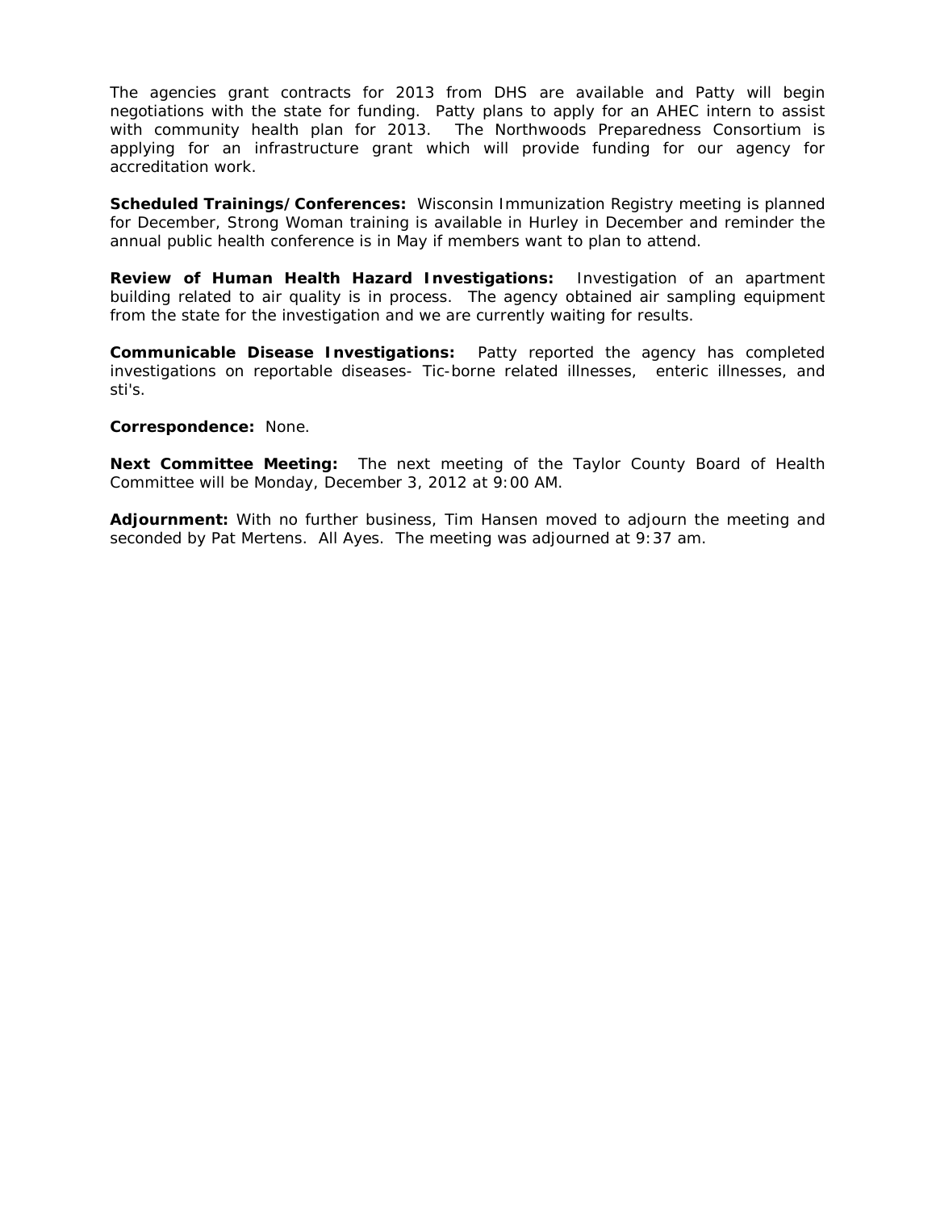The agencies grant contracts for 2013 from DHS are available and Patty will begin negotiations with the state for funding. Patty plans to apply for an AHEC intern to assist with community health plan for 2013. The Northwoods Preparedness Consortium is applying for an infrastructure grant which will provide funding for our agency for accreditation work.

**Scheduled Trainings/Conferences:** Wisconsin Immunization Registry meeting is planned for December, Strong Woman training is available in Hurley in December and reminder the annual public health conference is in May if members want to plan to attend.

**Review of Human Health Hazard Investigations:** Investigation of an apartment building related to air quality is in process. The agency obtained air sampling equipment from the state for the investigation and we are currently waiting for results.

**Communicable Disease Investigations:** Patty reported the agency has completed investigations on reportable diseases- Tic-borne related illnesses, enteric illnesses, and sti's.

**Correspondence:** None.

**Next Committee Meeting:** The next meeting of the Taylor County Board of Health Committee will be Monday, December 3, 2012 at 9:00 AM.

**Adjournment:** With no further business, Tim Hansen moved to adjourn the meeting and seconded by Pat Mertens. All Ayes. The meeting was adjourned at 9:37 am.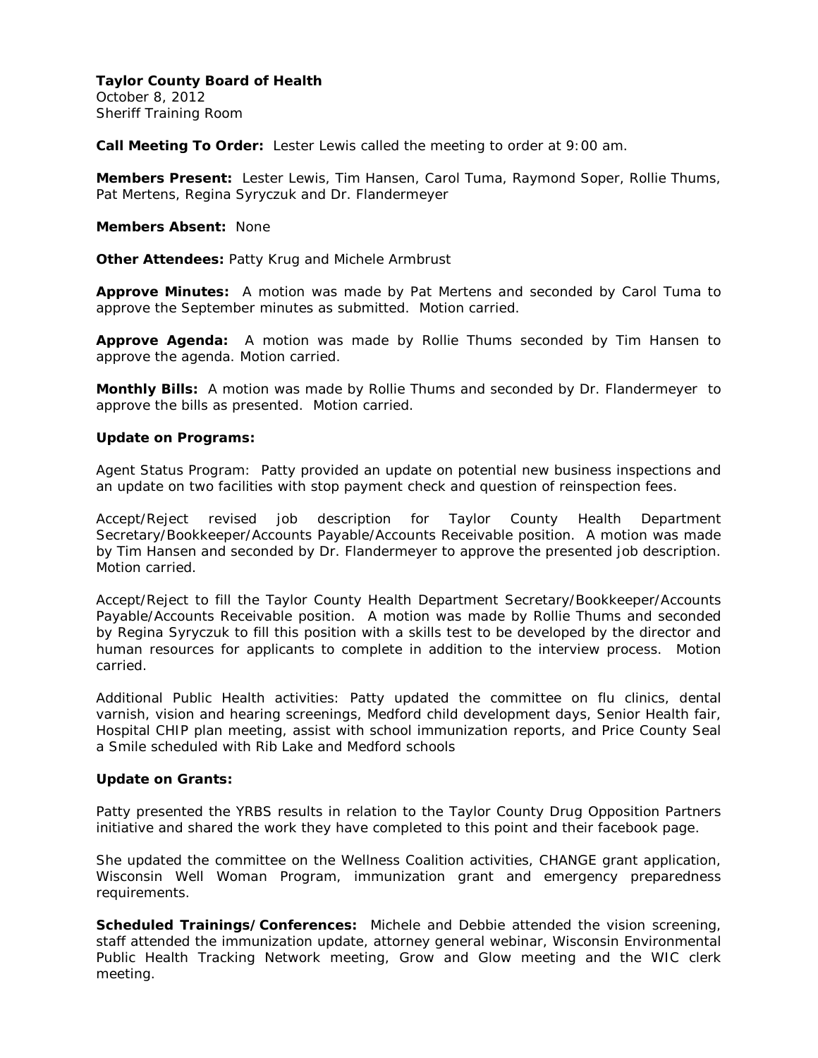**Taylor County Board of Health**
October 8, 2012
Sheriff Training Room

**Call Meeting To Order:** Lester Lewis called the meeting to order at 9:00 am.

**Members Present:** Lester Lewis, Tim Hansen, Carol Tuma, Raymond Soper, Rollie Thums, Pat Mertens, Regina Syryczuk and Dr. Flandermeyer

**Members Absent:** None

**Other Attendees:** Patty Krug and Michele Armbrust

**Approve Minutes:** A motion was made by Pat Mertens and seconded by Carol Tuma to approve the September minutes as submitted. Motion carried.

**Approve Agenda:** A motion was made by Rollie Thums seconded by Tim Hansen to approve the agenda. Motion carried.

**Monthly Bills:** A motion was made by Rollie Thums and seconded by Dr. Flandermeyer to approve the bills as presented. Motion carried.

**Update on Programs:**

Agent Status Program: Patty provided an update on potential new business inspections and an update on two facilities with stop payment check and question of reinspection fees.

Accept/Reject revised job description for Taylor County Health Department Secretary/Bookkeeper/Accounts Payable/Accounts Receivable position. A motion was made by Tim Hansen and seconded by Dr. Flandermeyer to approve the presented job description. Motion carried.

Accept/Reject to fill the Taylor County Health Department Secretary/Bookkeeper/Accounts Payable/Accounts Receivable position. A motion was made by Rollie Thums and seconded by Regina Syryczuk to fill this position with a skills test to be developed by the director and human resources for applicants to complete in addition to the interview process. Motion carried.

Additional Public Health activities: Patty updated the committee on flu clinics, dental varnish, vision and hearing screenings, Medford child development days, Senior Health fair, Hospital CHIP plan meeting, assist with school immunization reports, and Price County Seal a Smile scheduled with Rib Lake and Medford schools

**Update on Grants:**

Patty presented the YRBS results in relation to the Taylor County Drug Opposition Partners initiative and shared the work they have completed to this point and their facebook page.

She updated the committee on the Wellness Coalition activities, CHANGE grant application, Wisconsin Well Woman Program, immunization grant and emergency preparedness requirements.

**Scheduled Trainings/Conferences:** Michele and Debbie attended the vision screening, staff attended the immunization update, attorney general webinar, Wisconsin Environmental Public Health Tracking Network meeting, Grow and Glow meeting and the WIC clerk meeting.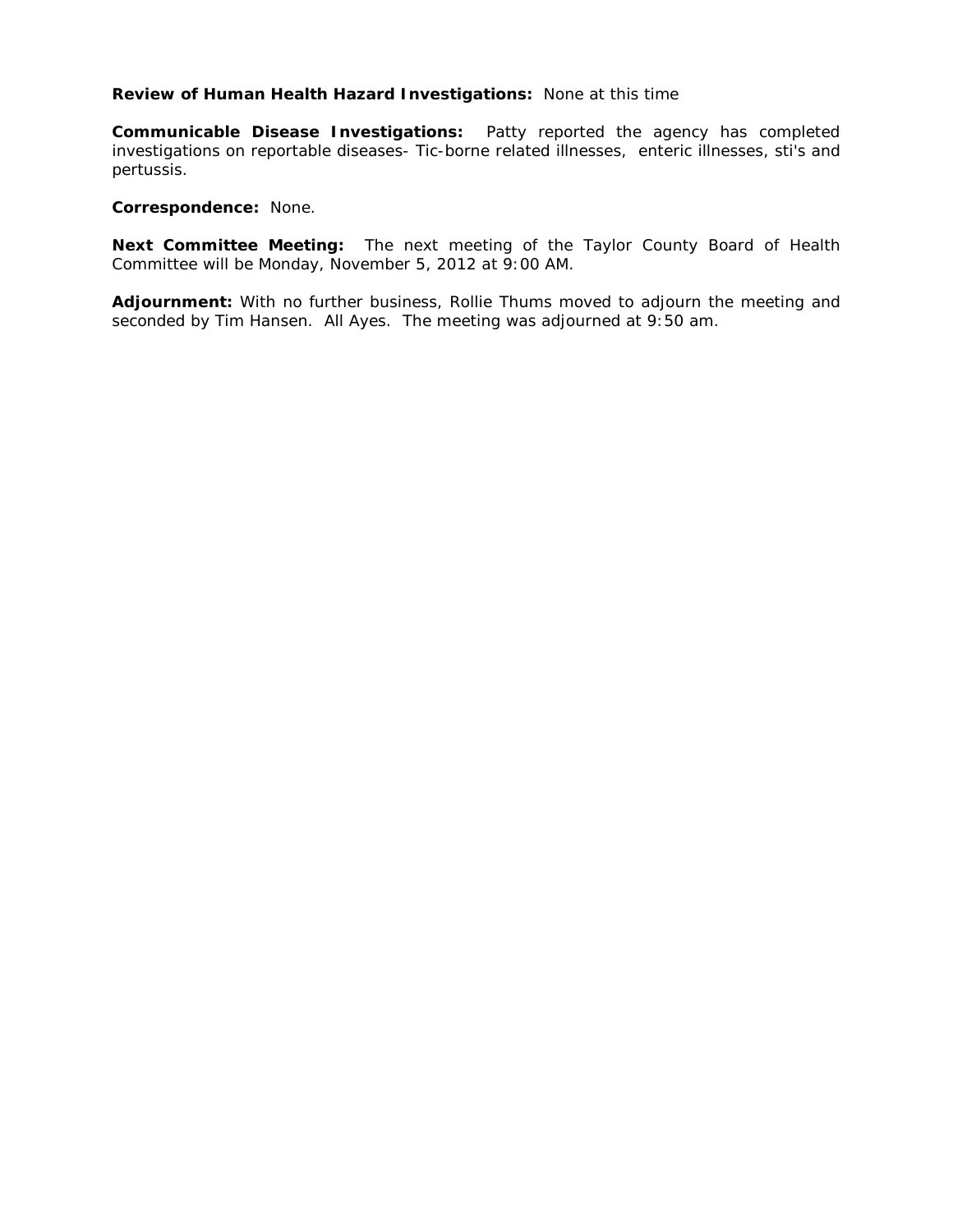**Review of Human Health Hazard Investigations:** None at this time

**Communicable Disease Investigations:** Patty reported the agency has completed investigations on reportable diseases- Tic-borne related illnesses, enteric illnesses, sti's and pertussis.

**Correspondence:** None.

**Next Committee Meeting:** The next meeting of the Taylor County Board of Health Committee will be Monday, November 5, 2012 at 9:00 AM.

**Adjournment:** With no further business, Rollie Thums moved to adjourn the meeting and seconded by Tim Hansen. All Ayes. The meeting was adjourned at 9:50 am.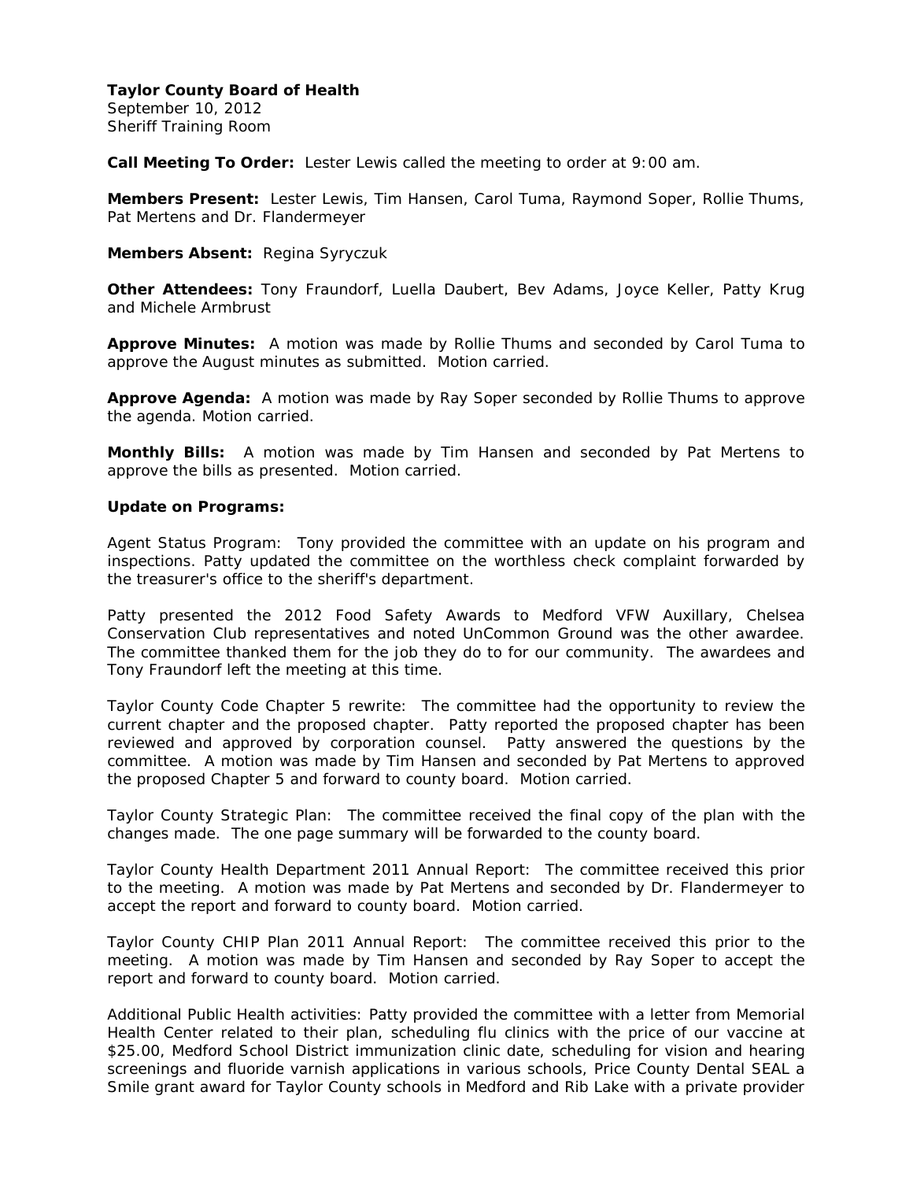**Taylor County Board of Health**
September 10, 2012
Sheriff Training Room

**Call Meeting To Order:** Lester Lewis called the meeting to order at 9:00 am.

**Members Present:** Lester Lewis, Tim Hansen, Carol Tuma, Raymond Soper, Rollie Thums, Pat Mertens and Dr. Flandermeyer

**Members Absent:** Regina Syryczuk

**Other Attendees:** Tony Fraundorf, Luella Daubert, Bev Adams, Joyce Keller, Patty Krug and Michele Armbrust

**Approve Minutes:** A motion was made by Rollie Thums and seconded by Carol Tuma to approve the August minutes as submitted. Motion carried.

**Approve Agenda:** A motion was made by Ray Soper seconded by Rollie Thums to approve the agenda. Motion carried.

**Monthly Bills:** A motion was made by Tim Hansen and seconded by Pat Mertens to approve the bills as presented. Motion carried.

**Update on Programs:**

Agent Status Program: Tony provided the committee with an update on his program and inspections. Patty updated the committee on the worthless check complaint forwarded by the treasurer's office to the sheriff's department.

Patty presented the 2012 Food Safety Awards to Medford VFW Auxillary, Chelsea Conservation Club representatives and noted UnCommon Ground was the other awardee. The committee thanked them for the job they do to for our community. The awardees and Tony Fraundorf left the meeting at this time.

Taylor County Code Chapter 5 rewrite: The committee had the opportunity to review the current chapter and the proposed chapter. Patty reported the proposed chapter has been reviewed and approved by corporation counsel. Patty answered the questions by the committee. A motion was made by Tim Hansen and seconded by Pat Mertens to approved the proposed Chapter 5 and forward to county board. Motion carried.

Taylor County Strategic Plan: The committee received the final copy of the plan with the changes made. The one page summary will be forwarded to the county board.

Taylor County Health Department 2011 Annual Report: The committee received this prior to the meeting. A motion was made by Pat Mertens and seconded by Dr. Flandermeyer to accept the report and forward to county board. Motion carried.

Taylor County CHIP Plan 2011 Annual Report: The committee received this prior to the meeting. A motion was made by Tim Hansen and seconded by Ray Soper to accept the report and forward to county board. Motion carried.

Additional Public Health activities: Patty provided the committee with a letter from Memorial Health Center related to their plan, scheduling flu clinics with the price of our vaccine at $25.00, Medford School District immunization clinic date, scheduling for vision and hearing screenings and fluoride varnish applications in various schools, Price County Dental SEAL a Smile grant award for Taylor County schools in Medford and Rib Lake with a private provider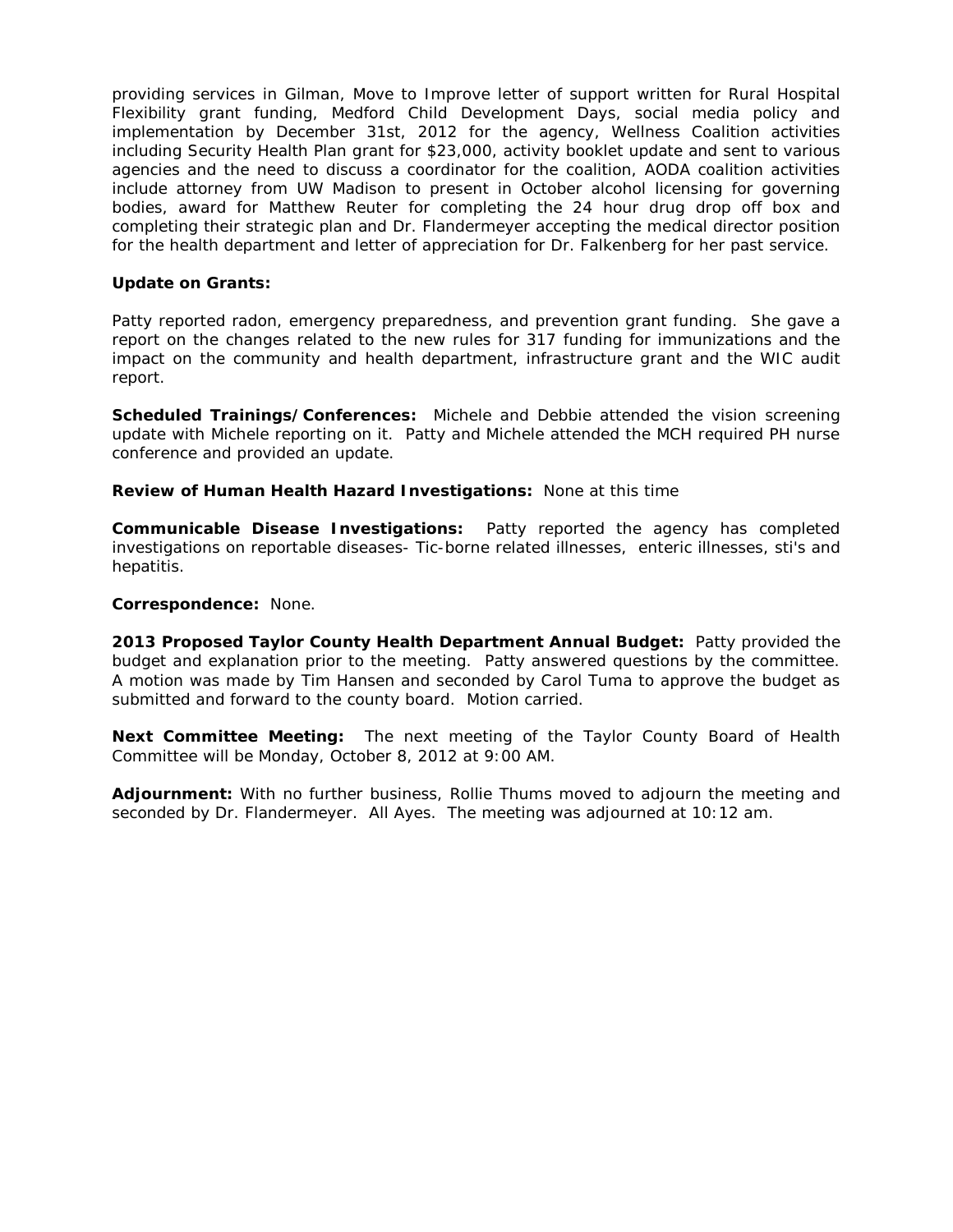providing services in Gilman, Move to Improve letter of support written for Rural Hospital Flexibility grant funding, Medford Child Development Days, social media policy and implementation by December 31st, 2012 for the agency, Wellness Coalition activities including Security Health Plan grant for $23,000, activity booklet update and sent to various agencies and the need to discuss a coordinator for the coalition, AODA coalition activities include attorney from UW Madison to present in October alcohol licensing for governing bodies, award for Matthew Reuter for completing the 24 hour drug drop off box and completing their strategic plan and Dr. Flandermeyer accepting the medical director position for the health department and letter of appreciation for Dr. Falkenberg for her past service.

**Update on Grants:**

Patty reported radon, emergency preparedness, and prevention grant funding. She gave a report on the changes related to the new rules for 317 funding for immunizations and the impact on the community and health department, infrastructure grant and the WIC audit report.

**Scheduled Trainings/Conferences:** Michele and Debbie attended the vision screening update with Michele reporting on it. Patty and Michele attended the MCH required PH nurse conference and provided an update.

**Review of Human Health Hazard Investigations:** None at this time

**Communicable Disease Investigations:** Patty reported the agency has completed investigations on reportable diseases- Tic-borne related illnesses, enteric illnesses, sti's and hepatitis.

**Correspondence:** None.

**2013 Proposed Taylor County Health Department Annual Budget:** Patty provided the budget and explanation prior to the meeting. Patty answered questions by the committee. A motion was made by Tim Hansen and seconded by Carol Tuma to approve the budget as submitted and forward to the county board. Motion carried.

**Next Committee Meeting:** The next meeting of the Taylor County Board of Health Committee will be Monday, October 8, 2012 at 9:00 AM.

**Adjournment:** With no further business, Rollie Thums moved to adjourn the meeting and seconded by Dr. Flandermeyer. All Ayes. The meeting was adjourned at 10:12 am.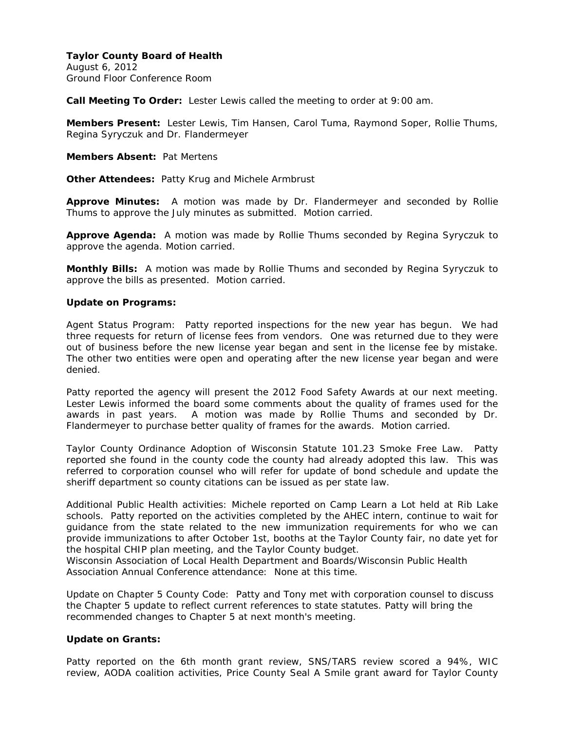**Taylor County Board of Health**
August 6, 2012
Ground Floor Conference Room

**Call Meeting To Order:** Lester Lewis called the meeting to order at 9:00 am.

**Members Present:** Lester Lewis, Tim Hansen, Carol Tuma, Raymond Soper, Rollie Thums, Regina Syryczuk and Dr. Flandermeyer

**Members Absent:** Pat Mertens

**Other Attendees:** Patty Krug and Michele Armbrust

**Approve Minutes:** A motion was made by Dr. Flandermeyer and seconded by Rollie Thums to approve the July minutes as submitted. Motion carried.

**Approve Agenda:** A motion was made by Rollie Thums seconded by Regina Syryczuk to approve the agenda. Motion carried.

**Monthly Bills:** A motion was made by Rollie Thums and seconded by Regina Syryczuk to approve the bills as presented. Motion carried.

**Update on Programs:**

Agent Status Program: Patty reported inspections for the new year has begun. We had three requests for return of license fees from vendors. One was returned due to they were out of business before the new license year began and sent in the license fee by mistake. The other two entities were open and operating after the new license year began and were denied.

Patty reported the agency will present the 2012 Food Safety Awards at our next meeting. Lester Lewis informed the board some comments about the quality of frames used for the awards in past years. A motion was made by Rollie Thums and seconded by Dr. Flandermeyer to purchase better quality of frames for the awards. Motion carried.

Taylor County Ordinance Adoption of Wisconsin Statute 101.23 Smoke Free Law. Patty reported she found in the county code the county had already adopted this law. This was referred to corporation counsel who will refer for update of bond schedule and update the sheriff department so county citations can be issued as per state law.

Additional Public Health activities: Michele reported on Camp Learn a Lot held at Rib Lake schools. Patty reported on the activities completed by the AHEC intern, continue to wait for guidance from the state related to the new immunization requirements for who we can provide immunizations to after October 1st, booths at the Taylor County fair, no date yet for the hospital CHIP plan meeting, and the Taylor County budget.
Wisconsin Association of Local Health Department and Boards/Wisconsin Public Health Association Annual Conference attendance: None at this time.

Update on Chapter 5 County Code: Patty and Tony met with corporation counsel to discuss the Chapter 5 update to reflect current references to state statutes. Patty will bring the recommended changes to Chapter 5 at next month's meeting.

**Update on Grants:**

Patty reported on the 6th month grant review, SNS/TARS review scored a 94%, WIC review, AODA coalition activities, Price County Seal A Smile grant award for Taylor County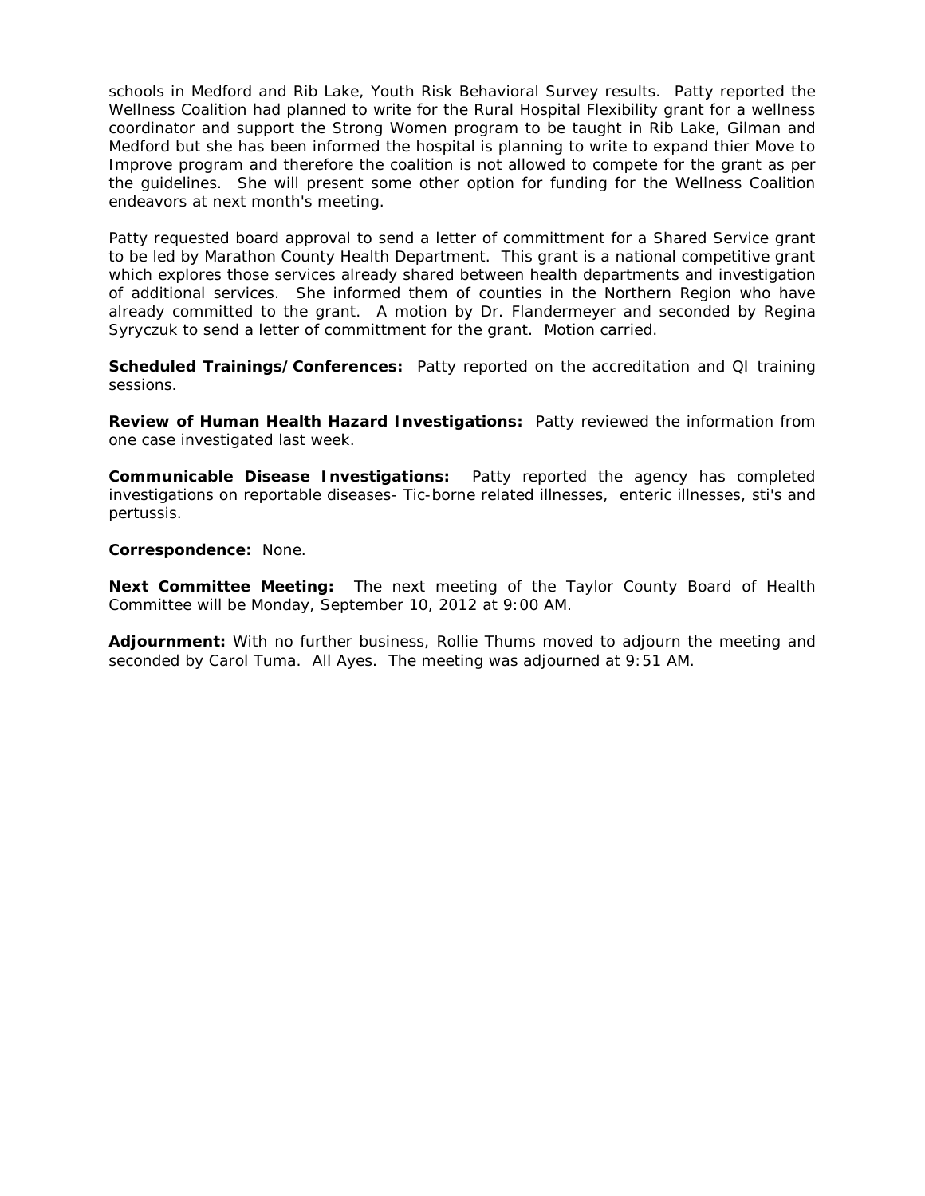schools in Medford and Rib Lake, Youth Risk Behavioral Survey results. Patty reported the Wellness Coalition had planned to write for the Rural Hospital Flexibility grant for a wellness coordinator and support the Strong Women program to be taught in Rib Lake, Gilman and Medford but she has been informed the hospital is planning to write to expand thier Move to Improve program and therefore the coalition is not allowed to compete for the grant as per the guidelines. She will present some other option for funding for the Wellness Coalition endeavors at next month's meeting.

Patty requested board approval to send a letter of committment for a Shared Service grant to be led by Marathon County Health Department. This grant is a national competitive grant which explores those services already shared between health departments and investigation of additional services. She informed them of counties in the Northern Region who have already committed to the grant. A motion by Dr. Flandermeyer and seconded by Regina Syryczuk to send a letter of committment for the grant. Motion carried.

**Scheduled Trainings/Conferences:** Patty reported on the accreditation and QI training sessions.

**Review of Human Health Hazard Investigations:** Patty reviewed the information from one case investigated last week.

**Communicable Disease Investigations:** Patty reported the agency has completed investigations on reportable diseases- Tic-borne related illnesses, enteric illnesses, sti's and pertussis.

**Correspondence:** None.

**Next Committee Meeting:** The next meeting of the Taylor County Board of Health Committee will be Monday, September 10, 2012 at 9:00 AM.

**Adjournment:** With no further business, Rollie Thums moved to adjourn the meeting and seconded by Carol Tuma. All Ayes. The meeting was adjourned at 9:51 AM.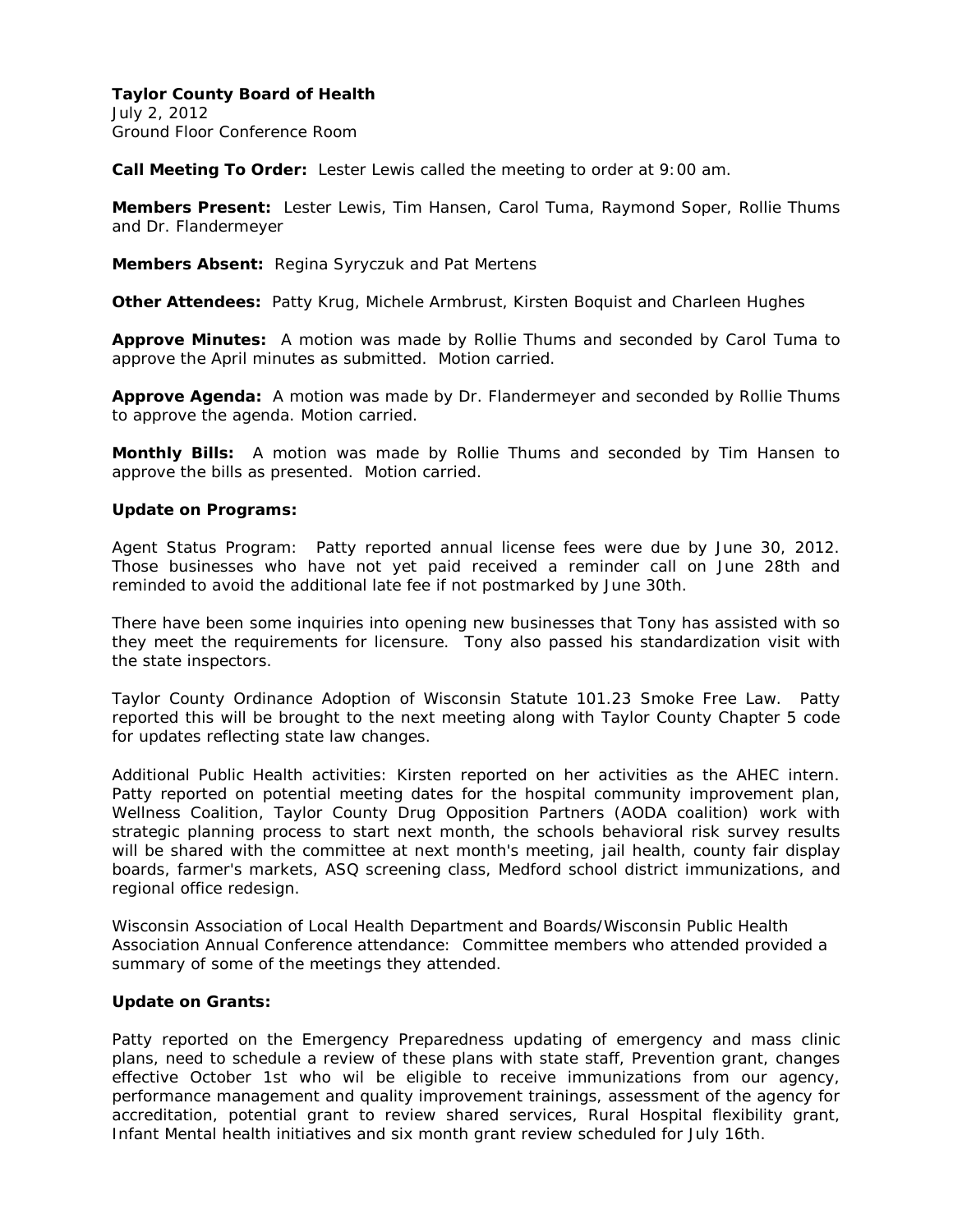**Taylor County Board of Health**
July 2, 2012
Ground Floor Conference Room

**Call Meeting To Order:** Lester Lewis called the meeting to order at 9:00 am.

**Members Present:** Lester Lewis, Tim Hansen, Carol Tuma, Raymond Soper, Rollie Thums and Dr. Flandermeyer

**Members Absent:** Regina Syryczuk and Pat Mertens

**Other Attendees:** Patty Krug, Michele Armbrust, Kirsten Boquist and Charleen Hughes

**Approve Minutes:** A motion was made by Rollie Thums and seconded by Carol Tuma to approve the April minutes as submitted. Motion carried.

**Approve Agenda:** A motion was made by Dr. Flandermeyer and seconded by Rollie Thums to approve the agenda. Motion carried.

**Monthly Bills:** A motion was made by Rollie Thums and seconded by Tim Hansen to approve the bills as presented. Motion carried.

**Update on Programs:**

Agent Status Program: Patty reported annual license fees were due by June 30, 2012. Those businesses who have not yet paid received a reminder call on June 28th and reminded to avoid the additional late fee if not postmarked by June 30th.

There have been some inquiries into opening new businesses that Tony has assisted with so they meet the requirements for licensure. Tony also passed his standardization visit with the state inspectors.

Taylor County Ordinance Adoption of Wisconsin Statute 101.23 Smoke Free Law. Patty reported this will be brought to the next meeting along with Taylor County Chapter 5 code for updates reflecting state law changes.

Additional Public Health activities: Kirsten reported on her activities as the AHEC intern. Patty reported on potential meeting dates for the hospital community improvement plan, Wellness Coalition, Taylor County Drug Opposition Partners (AODA coalition) work with strategic planning process to start next month, the schools behavioral risk survey results will be shared with the committee at next month's meeting, jail health, county fair display boards, farmer's markets, ASQ screening class, Medford school district immunizations, and regional office redesign.

Wisconsin Association of Local Health Department and Boards/Wisconsin Public Health Association Annual Conference attendance: Committee members who attended provided a summary of some of the meetings they attended.

**Update on Grants:**

Patty reported on the Emergency Preparedness updating of emergency and mass clinic plans, need to schedule a review of these plans with state staff, Prevention grant, changes effective October 1st who wil be eligible to receive immunizations from our agency, performance management and quality improvement trainings, assessment of the agency for accreditation, potential grant to review shared services, Rural Hospital flexibility grant, Infant Mental health initiatives and six month grant review scheduled for July 16th.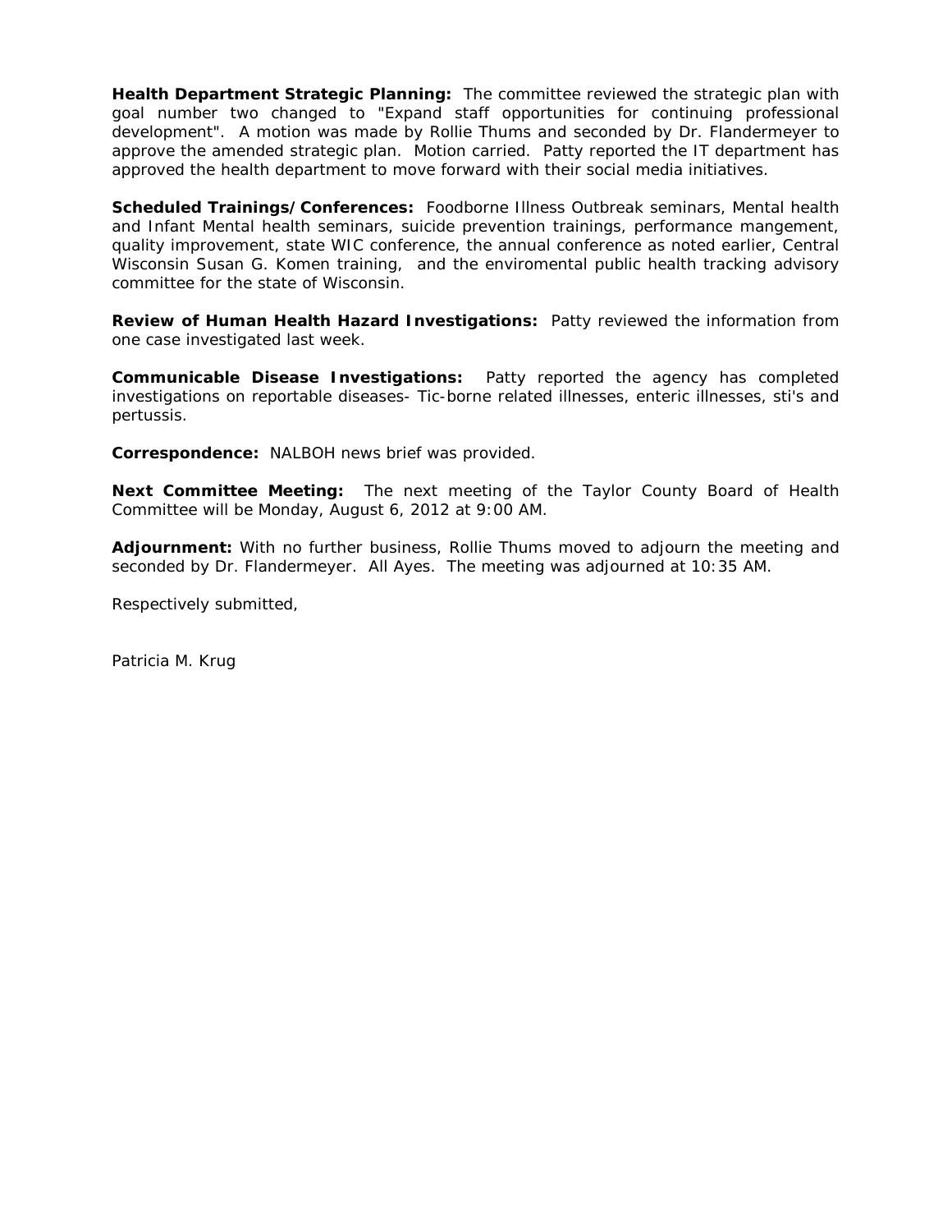**Health Department Strategic Planning:** The committee reviewed the strategic plan with goal number two changed to "Expand staff opportunities for continuing professional development". A motion was made by Rollie Thums and seconded by Dr. Flandermeyer to approve the amended strategic plan. Motion carried. Patty reported the IT department has approved the health department to move forward with their social media initiatives.

**Scheduled Trainings/Conferences:** Foodborne Illness Outbreak seminars, Mental health and Infant Mental health seminars, suicide prevention trainings, performance mangement, quality improvement, state WIC conference, the annual conference as noted earlier, Central Wisconsin Susan G. Komen training, and the enviromental public health tracking advisory committee for the state of Wisconsin.

**Review of Human Health Hazard Investigations:** Patty reviewed the information from one case investigated last week.

**Communicable Disease Investigations:** Patty reported the agency has completed investigations on reportable diseases- Tic-borne related illnesses, enteric illnesses, sti's and pertussis.

**Correspondence:** NALBOH news brief was provided.

**Next Committee Meeting:** The next meeting of the Taylor County Board of Health Committee will be Monday, August 6, 2012 at 9:00 AM.

**Adjournment:** With no further business, Rollie Thums moved to adjourn the meeting and seconded by Dr. Flandermeyer. All Ayes. The meeting was adjourned at 10:35 AM.

Respectively submitted,

Patricia M. Krug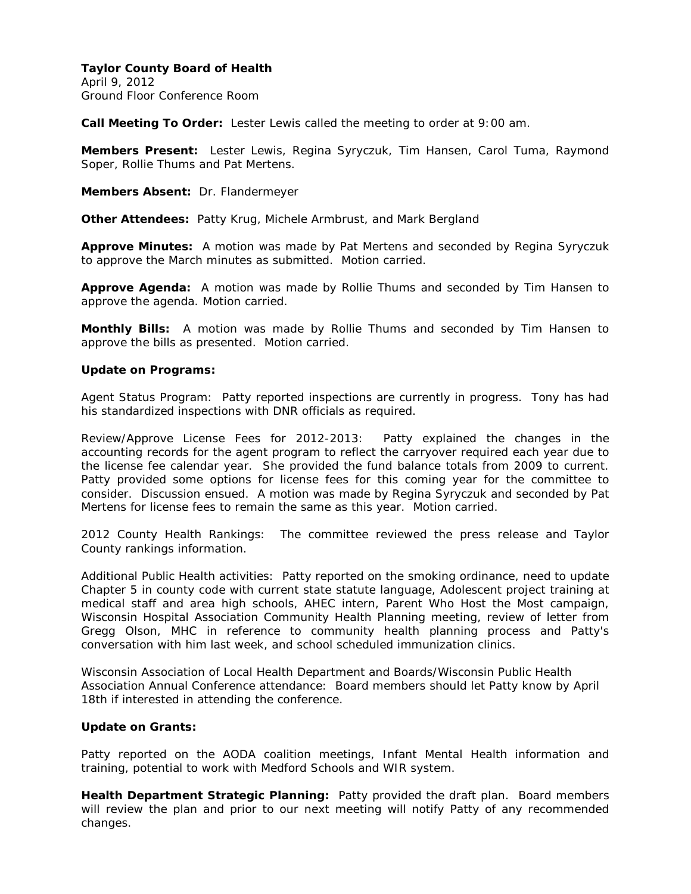**Taylor County Board of Health**
April 9, 2012
Ground Floor Conference Room

**Call Meeting To Order:** Lester Lewis called the meeting to order at 9:00 am.

**Members Present:** Lester Lewis, Regina Syryczuk, Tim Hansen, Carol Tuma, Raymond Soper, Rollie Thums and Pat Mertens.

**Members Absent:** Dr. Flandermeyer

**Other Attendees:** Patty Krug, Michele Armbrust, and Mark Bergland

**Approve Minutes:** A motion was made by Pat Mertens and seconded by Regina Syryczuk to approve the March minutes as submitted. Motion carried.

**Approve Agenda:** A motion was made by Rollie Thums and seconded by Tim Hansen to approve the agenda. Motion carried.

**Monthly Bills:** A motion was made by Rollie Thums and seconded by Tim Hansen to approve the bills as presented. Motion carried.

**Update on Programs:**

Agent Status Program: Patty reported inspections are currently in progress. Tony has had his standardized inspections with DNR officials as required.

Review/Approve License Fees for 2012-2013: Patty explained the changes in the accounting records for the agent program to reflect the carryover required each year due to the license fee calendar year. She provided the fund balance totals from 2009 to current. Patty provided some options for license fees for this coming year for the committee to consider. Discussion ensued. A motion was made by Regina Syryczuk and seconded by Pat Mertens for license fees to remain the same as this year. Motion carried.

2012 County Health Rankings: The committee reviewed the press release and Taylor County rankings information.

Additional Public Health activities: Patty reported on the smoking ordinance, need to update Chapter 5 in county code with current state statute language, Adolescent project training at medical staff and area high schools, AHEC intern, Parent Who Host the Most campaign, Wisconsin Hospital Association Community Health Planning meeting, review of letter from Gregg Olson, MHC in reference to community health planning process and Patty's conversation with him last week, and school scheduled immunization clinics.

Wisconsin Association of Local Health Department and Boards/Wisconsin Public Health Association Annual Conference attendance: Board members should let Patty know by April 18th if interested in attending the conference.

**Update on Grants:**

Patty reported on the AODA coalition meetings, Infant Mental Health information and training, potential to work with Medford Schools and WIR system.

**Health Department Strategic Planning:** Patty provided the draft plan. Board members will review the plan and prior to our next meeting will notify Patty of any recommended changes.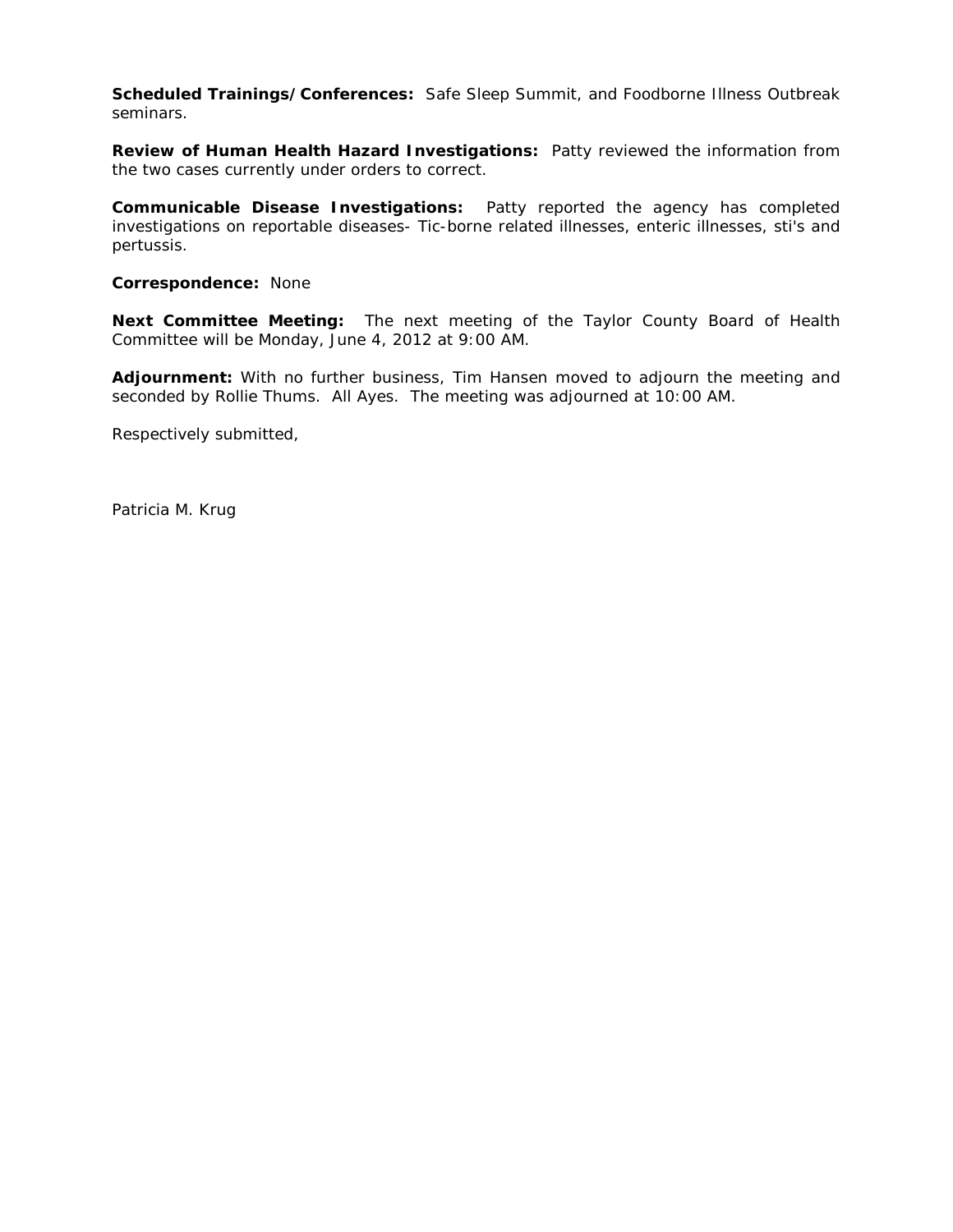**Scheduled Trainings/Conferences:** Safe Sleep Summit, and Foodborne Illness Outbreak seminars.

**Review of Human Health Hazard Investigations:** Patty reviewed the information from the two cases currently under orders to correct.

**Communicable Disease Investigations:** Patty reported the agency has completed investigations on reportable diseases- Tic-borne related illnesses, enteric illnesses, sti's and pertussis.

**Correspondence:** None

**Next Committee Meeting:** The next meeting of the Taylor County Board of Health Committee will be Monday, June 4, 2012 at 9:00 AM.

**Adjournment:** With no further business, Tim Hansen moved to adjourn the meeting and seconded by Rollie Thums. All Ayes. The meeting was adjourned at 10:00 AM.

Respectively submitted,

Patricia M. Krug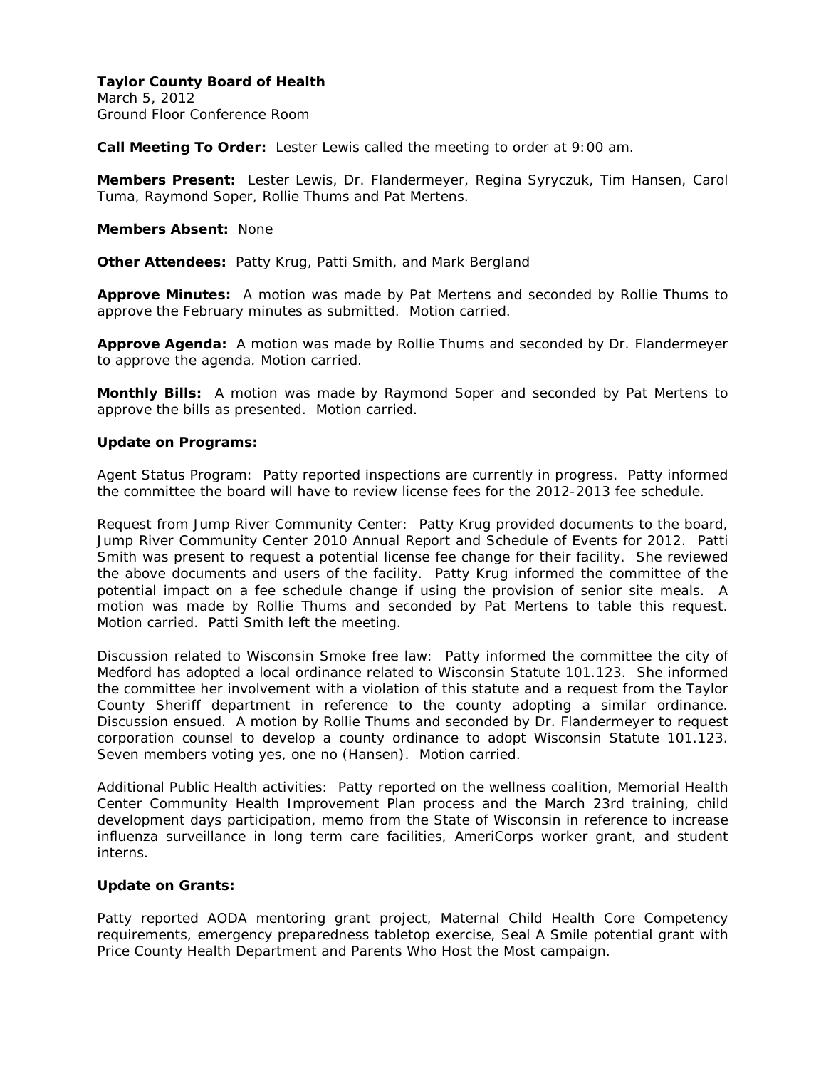**Taylor County Board of Health**
March 5, 2012
Ground Floor Conference Room

**Call Meeting To Order:** Lester Lewis called the meeting to order at 9:00 am.

**Members Present:** Lester Lewis, Dr. Flandermeyer, Regina Syryczuk, Tim Hansen, Carol Tuma, Raymond Soper, Rollie Thums and Pat Mertens.

**Members Absent:** None

**Other Attendees:** Patty Krug, Patti Smith, and Mark Bergland

**Approve Minutes:** A motion was made by Pat Mertens and seconded by Rollie Thums to approve the February minutes as submitted. Motion carried.

**Approve Agenda:** A motion was made by Rollie Thums and seconded by Dr. Flandermeyer to approve the agenda. Motion carried.

**Monthly Bills:** A motion was made by Raymond Soper and seconded by Pat Mertens to approve the bills as presented. Motion carried.

**Update on Programs:**

Agent Status Program: Patty reported inspections are currently in progress. Patty informed the committee the board will have to review license fees for the 2012-2013 fee schedule.

Request from Jump River Community Center: Patty Krug provided documents to the board, Jump River Community Center 2010 Annual Report and Schedule of Events for 2012. Patti Smith was present to request a potential license fee change for their facility. She reviewed the above documents and users of the facility. Patty Krug informed the committee of the potential impact on a fee schedule change if using the provision of senior site meals. A motion was made by Rollie Thums and seconded by Pat Mertens to table this request. Motion carried. Patti Smith left the meeting.

Discussion related to Wisconsin Smoke free law: Patty informed the committee the city of Medford has adopted a local ordinance related to Wisconsin Statute 101.123. She informed the committee her involvement with a violation of this statute and a request from the Taylor County Sheriff department in reference to the county adopting a similar ordinance. Discussion ensued. A motion by Rollie Thums and seconded by Dr. Flandermeyer to request corporation counsel to develop a county ordinance to adopt Wisconsin Statute 101.123. Seven members voting yes, one no (Hansen). Motion carried.

Additional Public Health activities: Patty reported on the wellness coalition, Memorial Health Center Community Health Improvement Plan process and the March 23rd training, child development days participation, memo from the State of Wisconsin in reference to increase influenza surveillance in long term care facilities, AmeriCorps worker grant, and student interns.

**Update on Grants:**

Patty reported AODA mentoring grant project, Maternal Child Health Core Competency requirements, emergency preparedness tabletop exercise, Seal A Smile potential grant with Price County Health Department and Parents Who Host the Most campaign.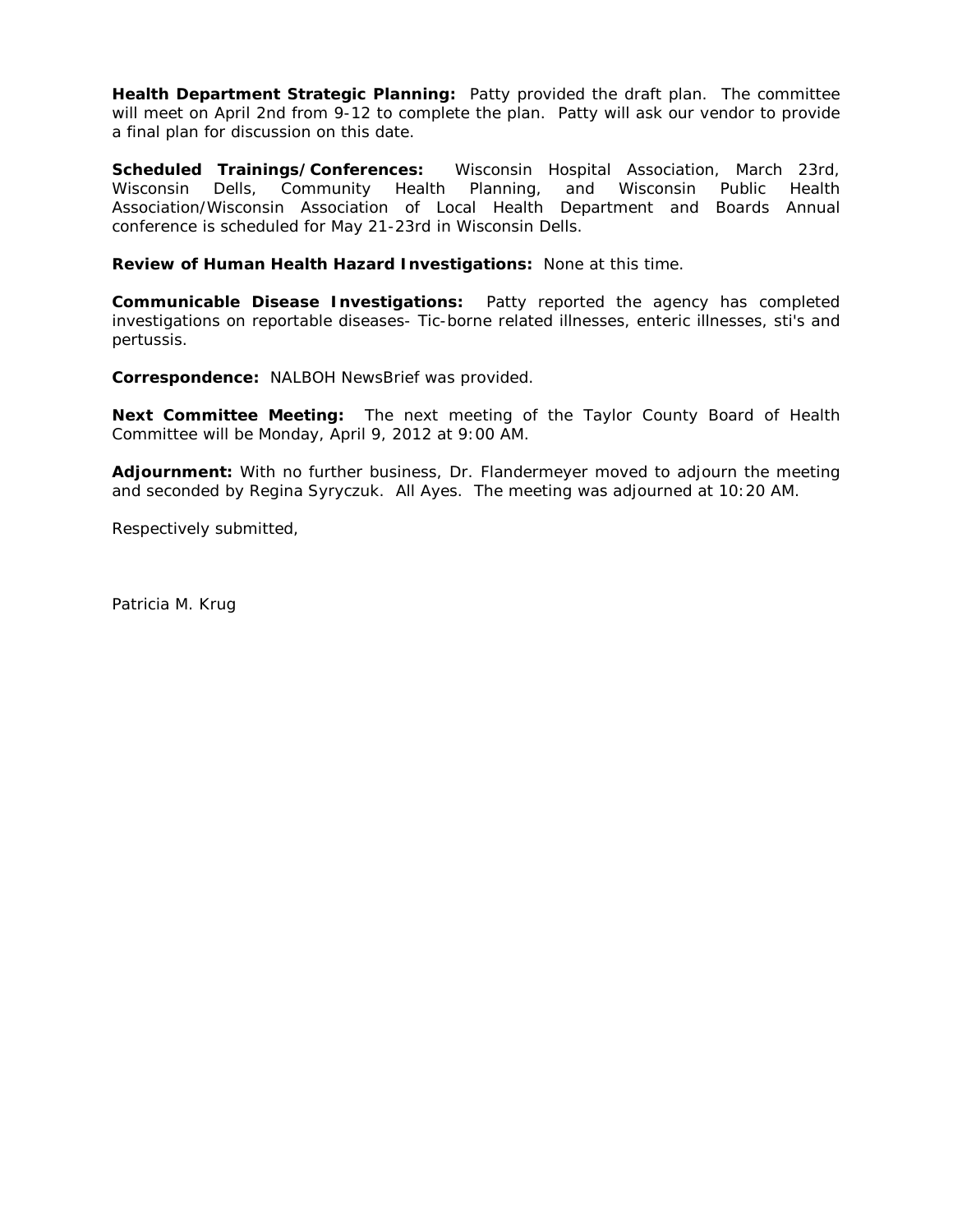**Health Department Strategic Planning:** Patty provided the draft plan. The committee will meet on April 2nd from 9-12 to complete the plan. Patty will ask our vendor to provide a final plan for discussion on this date.

**Scheduled Trainings/Conferences:** Wisconsin Hospital Association, March 23rd, Wisconsin Dells, Community Health Planning, and Wisconsin Public Health Association/Wisconsin Association of Local Health Department and Boards Annual conference is scheduled for May 21-23rd in Wisconsin Dells.

**Review of Human Health Hazard Investigations:** None at this time.

**Communicable Disease Investigations:** Patty reported the agency has completed investigations on reportable diseases- Tic-borne related illnesses, enteric illnesses, sti's and pertussis.

**Correspondence:** NALBOH NewsBrief was provided.

**Next Committee Meeting:** The next meeting of the Taylor County Board of Health Committee will be Monday, April 9, 2012 at 9:00 AM.

**Adjournment:** With no further business, Dr. Flandermeyer moved to adjourn the meeting and seconded by Regina Syryczuk. All Ayes. The meeting was adjourned at 10:20 AM.

Respectively submitted,

Patricia M. Krug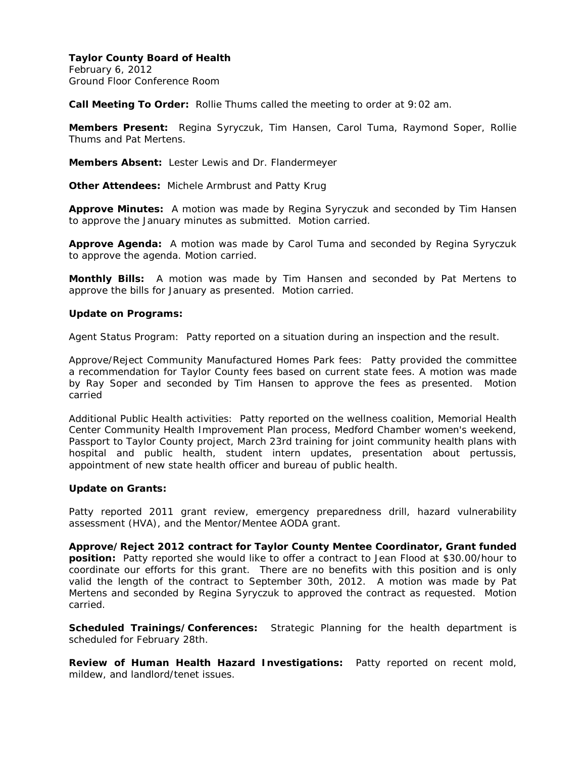**Taylor County Board of Health**
February 6, 2012
Ground Floor Conference Room

**Call Meeting To Order:** Rollie Thums called the meeting to order at 9:02 am.

**Members Present:** Regina Syryczuk, Tim Hansen, Carol Tuma, Raymond Soper, Rollie Thums and Pat Mertens.

**Members Absent:** Lester Lewis and Dr. Flandermeyer

**Other Attendees:** Michele Armbrust and Patty Krug

**Approve Minutes:** A motion was made by Regina Syryczuk and seconded by Tim Hansen to approve the January minutes as submitted. Motion carried.

**Approve Agenda:** A motion was made by Carol Tuma and seconded by Regina Syryczuk to approve the agenda. Motion carried.

**Monthly Bills:** A motion was made by Tim Hansen and seconded by Pat Mertens to approve the bills for January as presented. Motion carried.

**Update on Programs:**

Agent Status Program: Patty reported on a situation during an inspection and the result.

Approve/Reject Community Manufactured Homes Park fees: Patty provided the committee a recommendation for Taylor County fees based on current state fees. A motion was made by Ray Soper and seconded by Tim Hansen to approve the fees as presented. Motion carried

Additional Public Health activities: Patty reported on the wellness coalition, Memorial Health Center Community Health Improvement Plan process, Medford Chamber women's weekend, Passport to Taylor County project, March 23rd training for joint community health plans with hospital and public health, student intern updates, presentation about pertussis, appointment of new state health officer and bureau of public health.

**Update on Grants:**

Patty reported 2011 grant review, emergency preparedness drill, hazard vulnerability assessment (HVA), and the Mentor/Mentee AODA grant.

**Approve/Reject 2012 contract for Taylor County Mentee Coordinator, Grant funded position:** Patty reported she would like to offer a contract to Jean Flood at $30.00/hour to coordinate our efforts for this grant. There are no benefits with this position and is only valid the length of the contract to September 30th, 2012. A motion was made by Pat Mertens and seconded by Regina Syryczuk to approved the contract as requested. Motion carried.

**Scheduled Trainings/Conferences:** Strategic Planning for the health department is scheduled for February 28th.

**Review of Human Health Hazard Investigations:** Patty reported on recent mold, mildew, and landlord/tenet issues.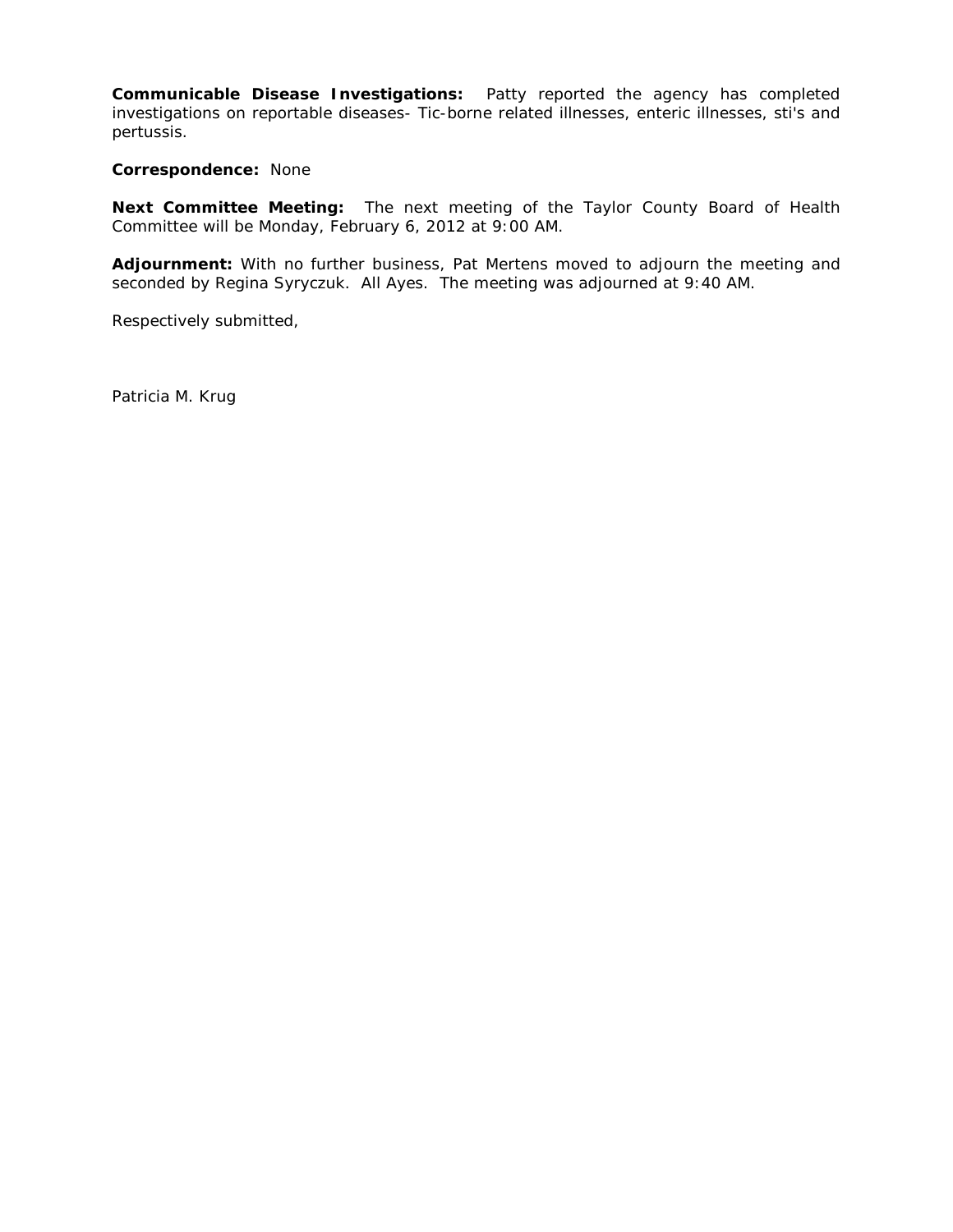**Communicable Disease Investigations:** Patty reported the agency has completed investigations on reportable diseases- Tic-borne related illnesses, enteric illnesses, sti's and pertussis.

**Correspondence:** None

**Next Committee Meeting:** The next meeting of the Taylor County Board of Health Committee will be Monday, February 6, 2012 at 9:00 AM.

**Adjournment:** With no further business, Pat Mertens moved to adjourn the meeting and seconded by Regina Syryczuk. All Ayes. The meeting was adjourned at 9:40 AM.

Respectively submitted,

Patricia M. Krug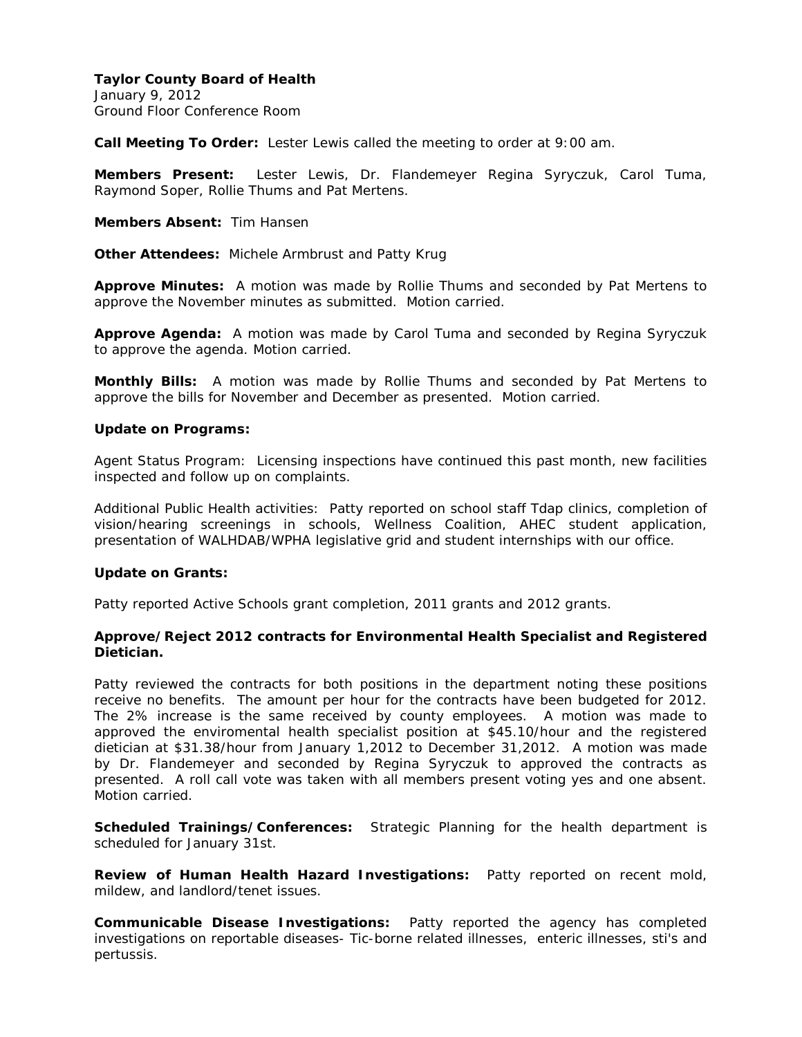**Taylor County Board of Health**
January 9, 2012
Ground Floor Conference Room

**Call Meeting To Order:** Lester Lewis called the meeting to order at 9:00 am.

**Members Present:** Lester Lewis, Dr. Flandemeyer Regina Syryczuk, Carol Tuma, Raymond Soper, Rollie Thums and Pat Mertens.

**Members Absent:** Tim Hansen

**Other Attendees:** Michele Armbrust and Patty Krug

**Approve Minutes:** A motion was made by Rollie Thums and seconded by Pat Mertens to approve the November minutes as submitted. Motion carried.

**Approve Agenda:** A motion was made by Carol Tuma and seconded by Regina Syryczuk to approve the agenda. Motion carried.

**Monthly Bills:** A motion was made by Rollie Thums and seconded by Pat Mertens to approve the bills for November and December as presented. Motion carried.

**Update on Programs:**

Agent Status Program: Licensing inspections have continued this past month, new facilities inspected and follow up on complaints.

Additional Public Health activities: Patty reported on school staff Tdap clinics, completion of vision/hearing screenings in schools, Wellness Coalition, AHEC student application, presentation of WALHDAB/WPHA legislative grid and student internships with our office.

**Update on Grants:**

Patty reported Active Schools grant completion, 2011 grants and 2012 grants.

**Approve/Reject 2012 contracts for Environmental Health Specialist and Registered Dietician.**

Patty reviewed the contracts for both positions in the department noting these positions receive no benefits. The amount per hour for the contracts have been budgeted for 2012. The 2% increase is the same received by county employees. A motion was made to approved the enviromental health specialist position at $45.10/hour and the registered dietician at $31.38/hour from January 1,2012 to December 31,2012. A motion was made by Dr. Flandemeyer and seconded by Regina Syryczuk to approved the contracts as presented. A roll call vote was taken with all members present voting yes and one absent. Motion carried.

**Scheduled Trainings/Conferences:** Strategic Planning for the health department is scheduled for January 31st.

**Review of Human Health Hazard Investigations:** Patty reported on recent mold, mildew, and landlord/tenet issues.

**Communicable Disease Investigations:** Patty reported the agency has completed investigations on reportable diseases- Tic-borne related illnesses, enteric illnesses, sti's and pertussis.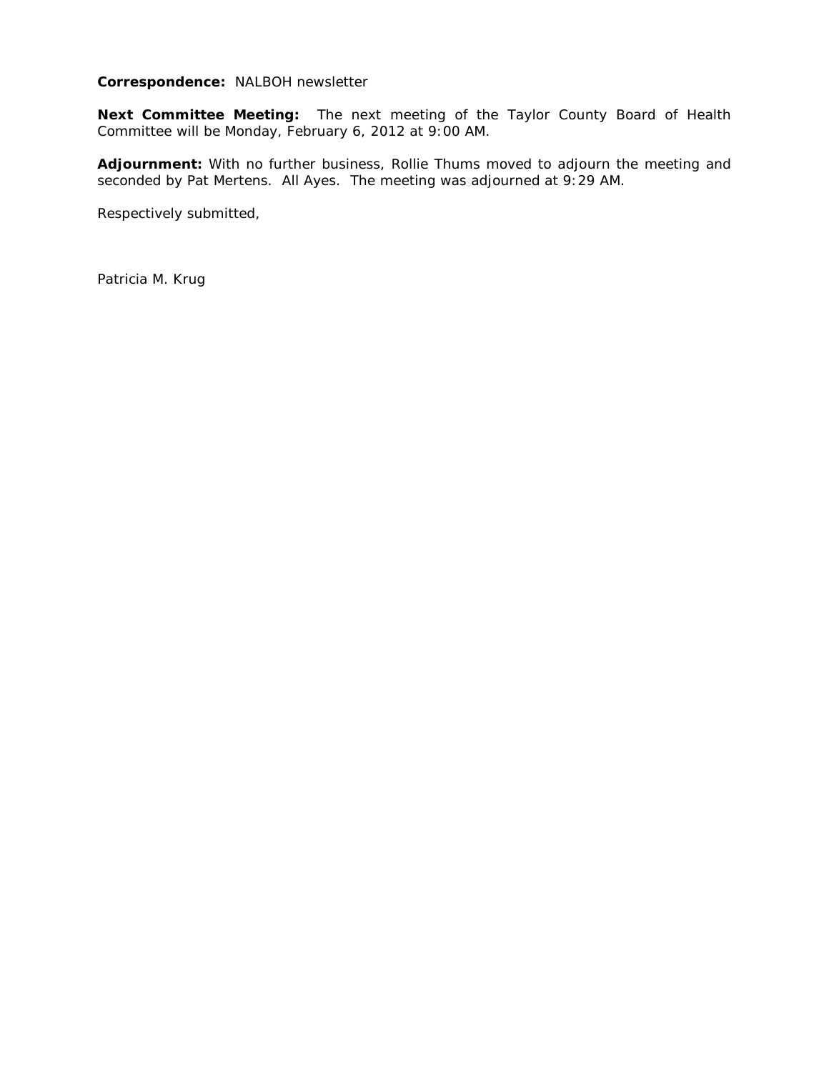**Correspondence:** NALBOH newsletter

**Next Committee Meeting:** The next meeting of the Taylor County Board of Health Committee will be Monday, February 6, 2012 at 9:00 AM.

**Adjournment:** With no further business, Rollie Thums moved to adjourn the meeting and seconded by Pat Mertens. All Ayes. The meeting was adjourned at 9:29 AM.

Respectively submitted,

Patricia M. Krug